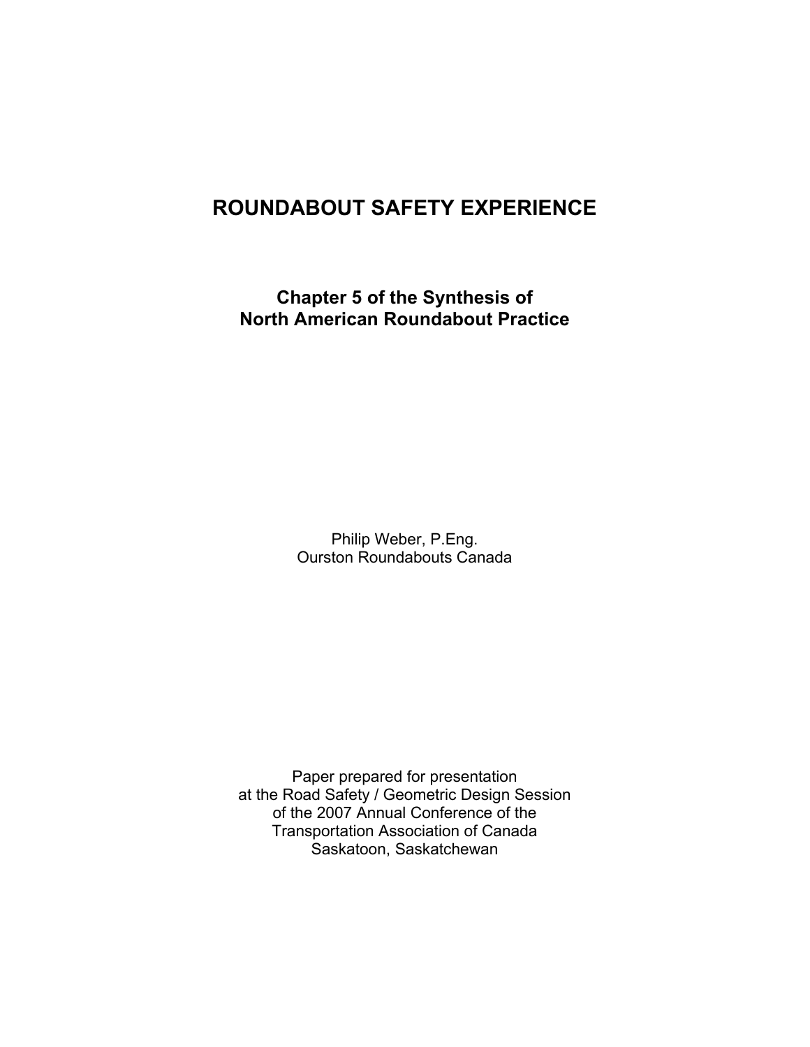# ROUNDABOUT SAFETY EXPERIENCE

## Chapter 5 of the Synthesis of North American Roundabout Practice

Philip Weber, P.Eng.
Ourston Roundabouts Canada

Paper prepared for presentation
at the Road Safety / Geometric Design Session
of the 2007 Annual Conference of the
Transportation Association of Canada
Saskatoon, Saskatchewan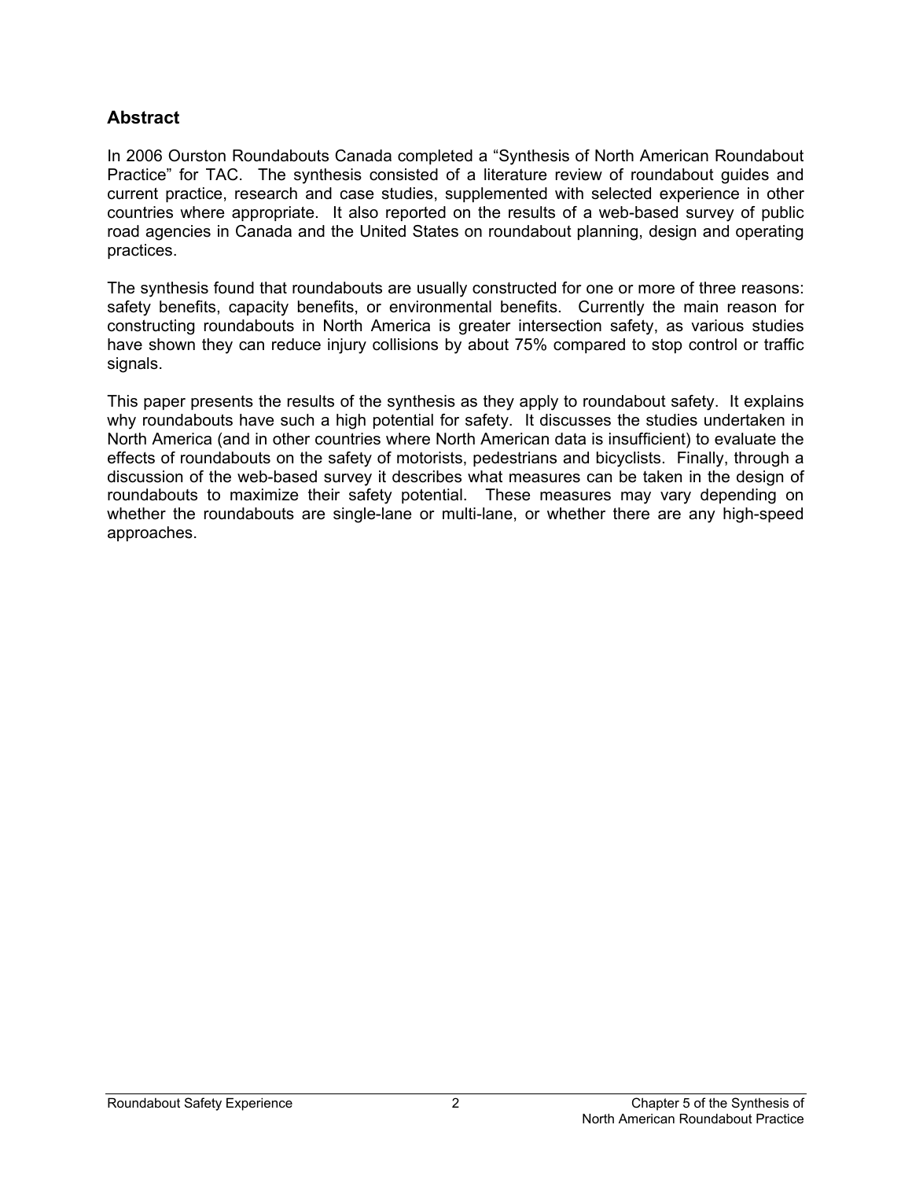## Abstract

In 2006 Ourston Roundabouts Canada completed a "Synthesis of North American Roundabout Practice" for TAC. The synthesis consisted of a literature review of roundabout guides and current practice, research and case studies, supplemented with selected experience in other countries where appropriate. It also reported on the results of a web-based survey of public road agencies in Canada and the United States on roundabout planning, design and operating practices.

The synthesis found that roundabouts are usually constructed for one or more of three reasons: safety benefits, capacity benefits, or environmental benefits. Currently the main reason for constructing roundabouts in North America is greater intersection safety, as various studies have shown they can reduce injury collisions by about 75% compared to stop control or traffic signals.

This paper presents the results of the synthesis as they apply to roundabout safety. It explains why roundabouts have such a high potential for safety. It discusses the studies undertaken in North America (and in other countries where North American data is insufficient) to evaluate the effects of roundabouts on the safety of motorists, pedestrians and bicyclists. Finally, through a discussion of the web-based survey it describes what measures can be taken in the design of roundabouts to maximize their safety potential. These measures may vary depending on whether the roundabouts are single-lane or multi-lane, or whether there are any high-speed approaches.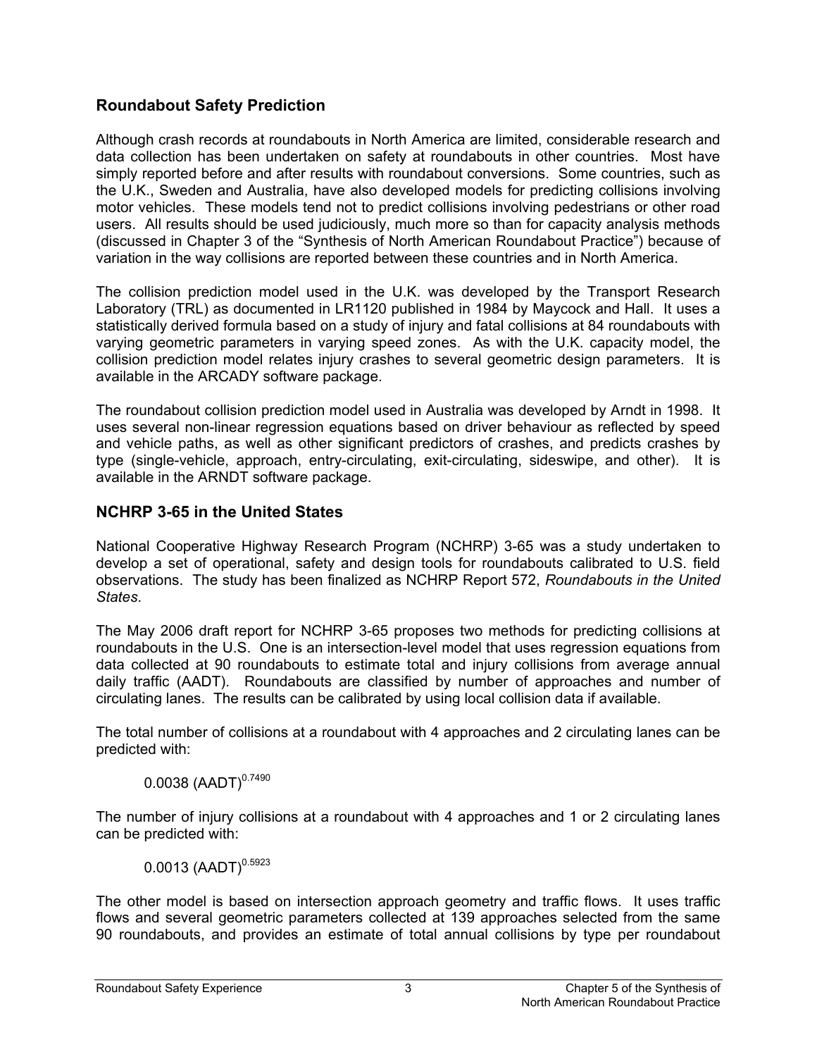## Roundabout Safety Prediction

Although crash records at roundabouts in North America are limited, considerable research and data collection has been undertaken on safety at roundabouts in other countries. Most have simply reported before and after results with roundabout conversions. Some countries, such as the U.K., Sweden and Australia, have also developed models for predicting collisions involving motor vehicles. These models tend not to predict collisions involving pedestrians or other road users. All results should be used judiciously, much more so than for capacity analysis methods (discussed in Chapter 3 of the "Synthesis of North American Roundabout Practice") because of variation in the way collisions are reported between these countries and in North America.

The collision prediction model used in the U.K. was developed by the Transport Research Laboratory (TRL) as documented in LR1120 published in 1984 by Maycock and Hall. It uses a statistically derived formula based on a study of injury and fatal collisions at 84 roundabouts with varying geometric parameters in varying speed zones. As with the U.K. capacity model, the collision prediction model relates injury crashes to several geometric design parameters. It is available in the ARCADY software package.

The roundabout collision prediction model used in Australia was developed by Arndt in 1998. It uses several non-linear regression equations based on driver behaviour as reflected by speed and vehicle paths, as well as other significant predictors of crashes, and predicts crashes by type (single-vehicle, approach, entry-circulating, exit-circulating, sideswipe, and other). It is available in the ARNDT software package.

## NCHRP 3-65 in the United States

National Cooperative Highway Research Program (NCHRP) 3-65 was a study undertaken to develop a set of operational, safety and design tools for roundabouts calibrated to U.S. field observations. The study has been finalized as NCHRP Report 572, *Roundabouts in the United States*.

The May 2006 draft report for NCHRP 3-65 proposes two methods for predicting collisions at roundabouts in the U.S. One is an intersection-level model that uses regression equations from data collected at 90 roundabouts to estimate total and injury collisions from average annual daily traffic (AADT). Roundabouts are classified by number of approaches and number of circulating lanes. The results can be calibrated by using local collision data if available.

The total number of collisions at a roundabout with 4 approaches and 2 circulating lanes can be predicted with:

$$0.0038\,(AADT)^{0.7490}$$

The number of injury collisions at a roundabout with 4 approaches and 1 or 2 circulating lanes can be predicted with:

$$0.0013\,(AADT)^{0.5923}$$

The other model is based on intersection approach geometry and traffic flows. It uses traffic flows and several geometric parameters collected at 139 approaches selected from the same 90 roundabouts, and provides an estimate of total annual collisions by type per roundabout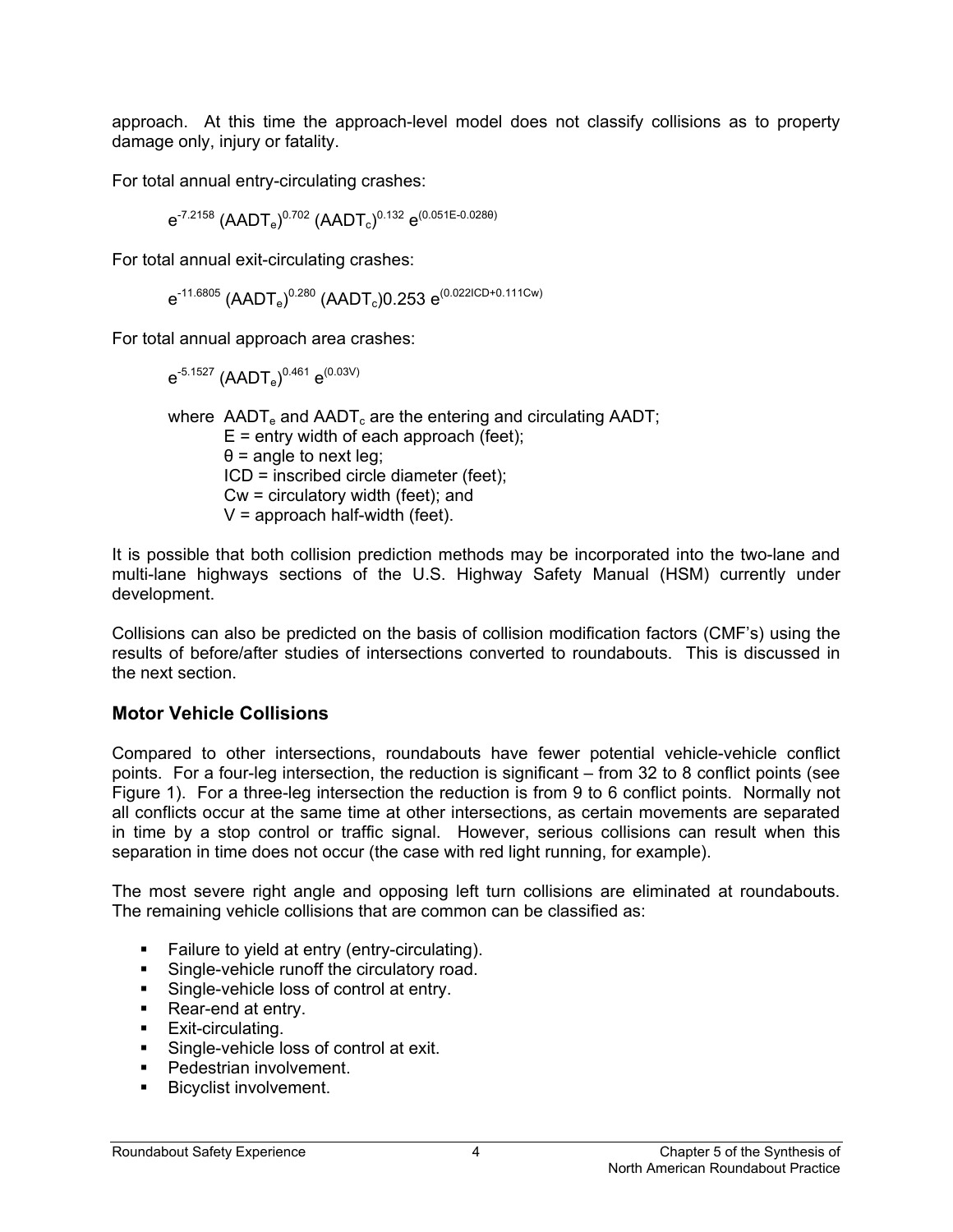approach. At this time the approach-level model does not classify collisions as to property damage only, injury or fatality.

For total annual entry-circulating crashes:

$$e^{-7.2158} (AADT_e)^{0.702} (AADT_c)^{0.132} e^{(0.051E-0.028\theta)}$$

For total annual exit-circulating crashes:

$$e^{-11.6805} (AADT_e)^{0.280} (AADT_c)0.253\ e^{(0.022ICD+0.111Cw)}$$

For total annual approach area crashes:

$$e^{-5.1527} (AADT_e)^{0.461} e^{(0.03V)}$$

where $AADT_e$ and $AADT_c$ are the entering and circulating AADT;
E = entry width of each approach (feet);
θ = angle to next leg;
ICD = inscribed circle diameter (feet);
Cw = circulatory width (feet); and
V = approach half-width (feet).

It is possible that both collision prediction methods may be incorporated into the two-lane and multi-lane highways sections of the U.S. Highway Safety Manual (HSM) currently under development.

Collisions can also be predicted on the basis of collision modification factors (CMF's) using the results of before/after studies of intersections converted to roundabouts. This is discussed in the next section.

## Motor Vehicle Collisions

Compared to other intersections, roundabouts have fewer potential vehicle-vehicle conflict points. For a four-leg intersection, the reduction is significant – from 32 to 8 conflict points (see Figure 1). For a three-leg intersection the reduction is from 9 to 6 conflict points. Normally not all conflicts occur at the same time at other intersections, as certain movements are separated in time by a stop control or traffic signal. However, serious collisions can result when this separation in time does not occur (the case with red light running, for example).

The most severe right angle and opposing left turn collisions are eliminated at roundabouts. The remaining vehicle collisions that are common can be classified as:

- Failure to yield at entry (entry-circulating).
- Single-vehicle runoff the circulatory road.
- Single-vehicle loss of control at entry.
- Rear-end at entry.
- Exit-circulating.
- Single-vehicle loss of control at exit.
- Pedestrian involvement.
- Bicyclist involvement.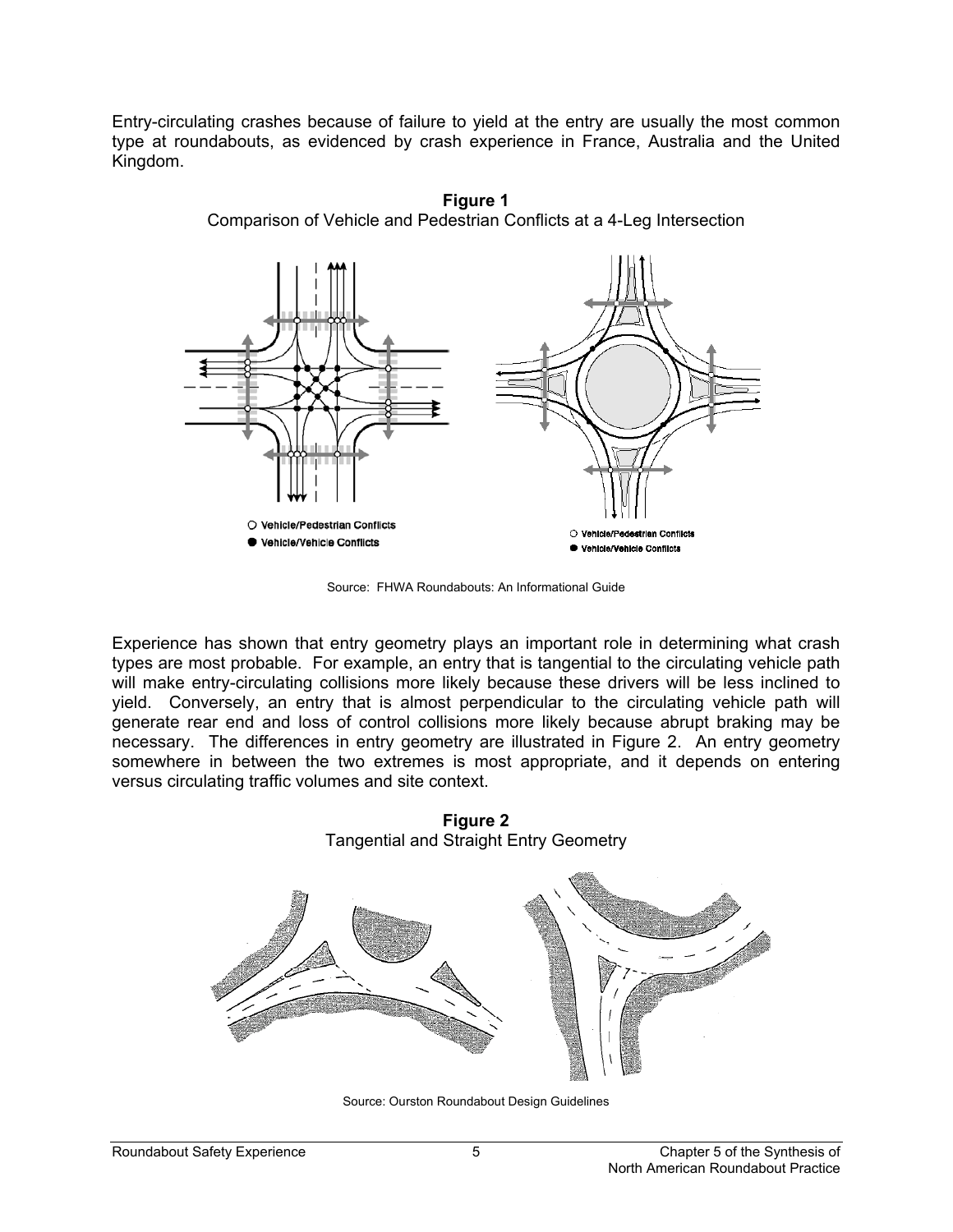Entry-circulating crashes because of failure to yield at the entry are usually the most common type at roundabouts, as evidenced by crash experience in France, Australia and the United Kingdom.

**Figure 1**
Comparison of Vehicle and Pedestrian Conflicts at a 4-Leg Intersection

Source: FHWA Roundabouts: An Informational Guide

Experience has shown that entry geometry plays an important role in determining what crash types are most probable. For example, an entry that is tangential to the circulating vehicle path will make entry-circulating collisions more likely because these drivers will be less inclined to yield. Conversely, an entry that is almost perpendicular to the circulating vehicle path will generate rear end and loss of control collisions more likely because abrupt braking may be necessary. The differences in entry geometry are illustrated in Figure 2. An entry geometry somewhere in between the two extremes is most appropriate, and it depends on entering versus circulating traffic volumes and site context.

**Figure 2**
Tangential and Straight Entry Geometry

Source: Ourston Roundabout Design Guidelines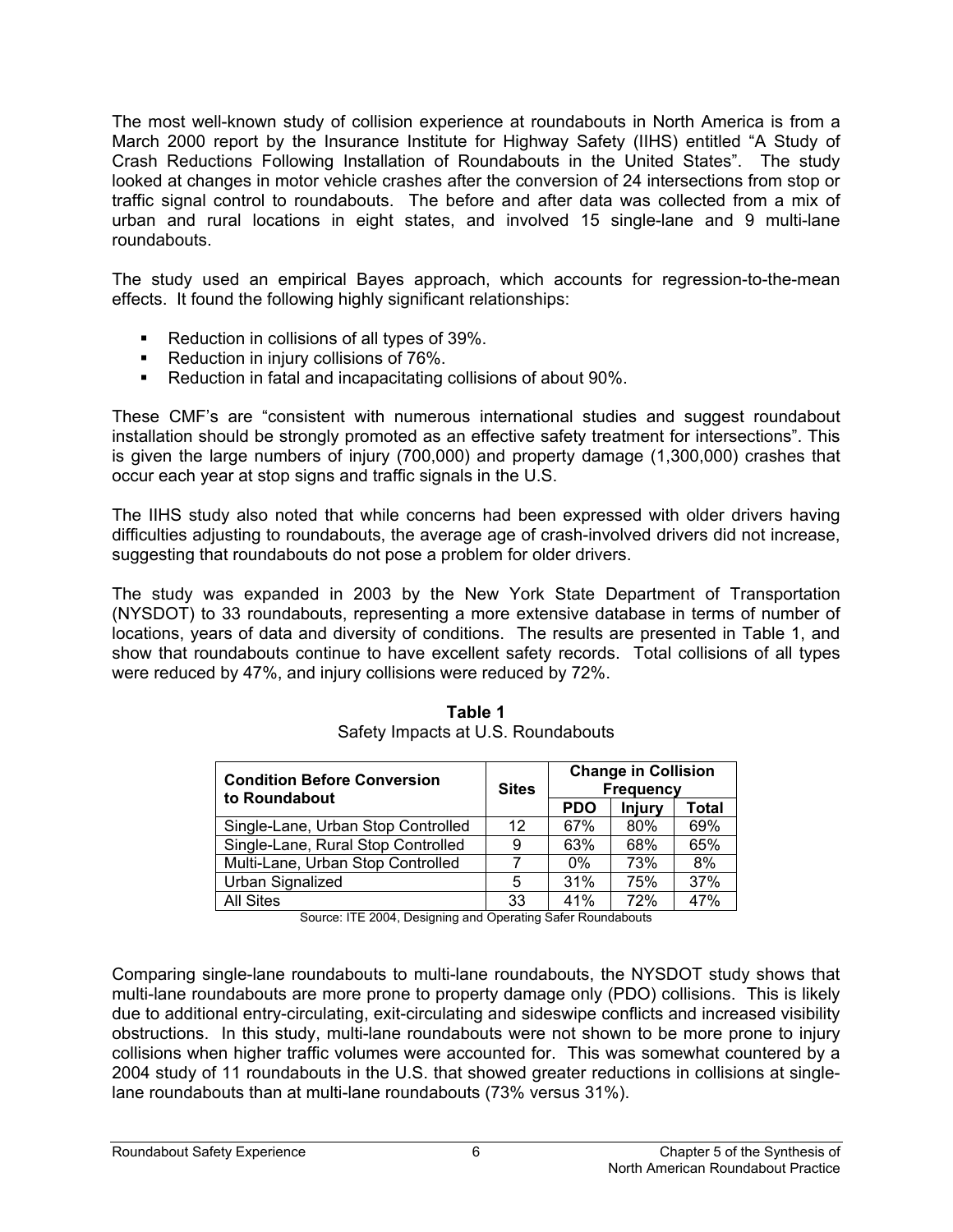The most well-known study of collision experience at roundabouts in North America is from a March 2000 report by the Insurance Institute for Highway Safety (IIHS) entitled "A Study of Crash Reductions Following Installation of Roundabouts in the United States". The study looked at changes in motor vehicle crashes after the conversion of 24 intersections from stop or traffic signal control to roundabouts. The before and after data was collected from a mix of urban and rural locations in eight states, and involved 15 single-lane and 9 multi-lane roundabouts.

The study used an empirical Bayes approach, which accounts for regression-to-the-mean effects. It found the following highly significant relationships:

- Reduction in collisions of all types of 39%.
- Reduction in injury collisions of 76%.
- Reduction in fatal and incapacitating collisions of about 90%.

These CMF's are "consistent with numerous international studies and suggest roundabout installation should be strongly promoted as an effective safety treatment for intersections". This is given the large numbers of injury (700,000) and property damage (1,300,000) crashes that occur each year at stop signs and traffic signals in the U.S.

The IIHS study also noted that while concerns had been expressed with older drivers having difficulties adjusting to roundabouts, the average age of crash-involved drivers did not increase, suggesting that roundabouts do not pose a problem for older drivers.

The study was expanded in 2003 by the New York State Department of Transportation (NYSDOT) to 33 roundabouts, representing a more extensive database in terms of number of locations, years of data and diversity of conditions. The results are presented in Table 1, and show that roundabouts continue to have excellent safety records. Total collisions of all types were reduced by 47%, and injury collisions were reduced by 72%.

**Table 1**
Safety Impacts at U.S. Roundabouts

| Condition Before Conversion to Roundabout | Sites | Change in Collision Frequency | | |
|---|---|---|---|---|
| | | **PDO** | **Injury** | **Total** |
| Single-Lane, Urban Stop Controlled | 12 | 67% | 80% | 69% |
| Single-Lane, Rural Stop Controlled | 9 | 63% | 68% | 65% |
| Multi-Lane, Urban Stop Controlled | 7 | 0% | 73% | 8% |
| Urban Signalized | 5 | 31% | 75% | 37% |
| All Sites | 33 | 41% | 72% | 47% |

Source: ITE 2004, Designing and Operating Safer Roundabouts

Comparing single-lane roundabouts to multi-lane roundabouts, the NYSDOT study shows that multi-lane roundabouts are more prone to property damage only (PDO) collisions. This is likely due to additional entry-circulating, exit-circulating and sideswipe conflicts and increased visibility obstructions. In this study, multi-lane roundabouts were not shown to be more prone to injury collisions when higher traffic volumes were accounted for. This was somewhat countered by a 2004 study of 11 roundabouts in the U.S. that showed greater reductions in collisions at single-lane roundabouts than at multi-lane roundabouts (73% versus 31%).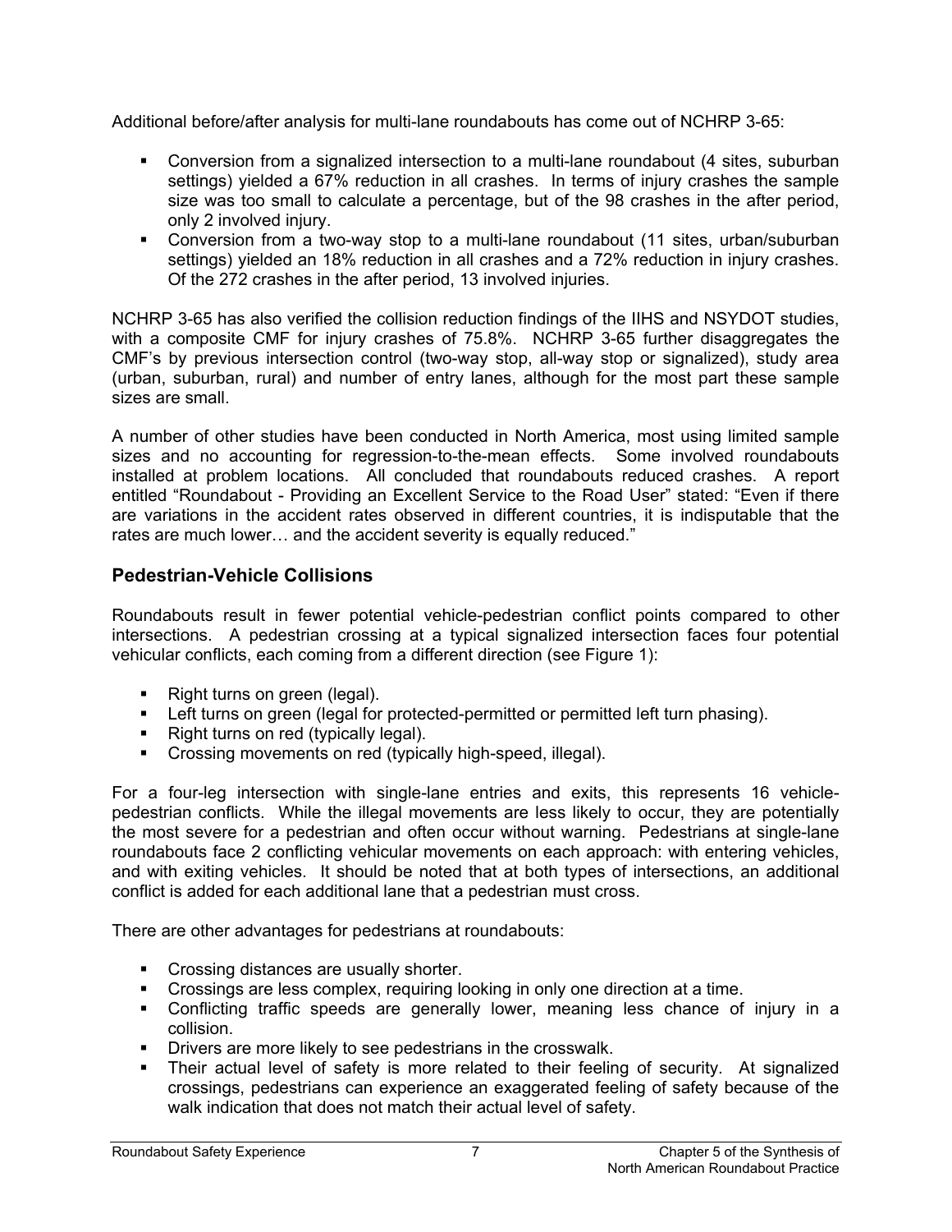Additional before/after analysis for multi-lane roundabouts has come out of NCHRP 3-65:

- Conversion from a signalized intersection to a multi-lane roundabout (4 sites, suburban settings) yielded a 67% reduction in all crashes. In terms of injury crashes the sample size was too small to calculate a percentage, but of the 98 crashes in the after period, only 2 involved injury.
- Conversion from a two-way stop to a multi-lane roundabout (11 sites, urban/suburban settings) yielded an 18% reduction in all crashes and a 72% reduction in injury crashes. Of the 272 crashes in the after period, 13 involved injuries.

NCHRP 3-65 has also verified the collision reduction findings of the IIHS and NSYDOT studies, with a composite CMF for injury crashes of 75.8%. NCHRP 3-65 further disaggregates the CMF's by previous intersection control (two-way stop, all-way stop or signalized), study area (urban, suburban, rural) and number of entry lanes, although for the most part these sample sizes are small.

A number of other studies have been conducted in North America, most using limited sample sizes and no accounting for regression-to-the-mean effects. Some involved roundabouts installed at problem locations. All concluded that roundabouts reduced crashes. A report entitled "Roundabout - Providing an Excellent Service to the Road User" stated: "Even if there are variations in the accident rates observed in different countries, it is indisputable that the rates are much lower… and the accident severity is equally reduced."

## Pedestrian-Vehicle Collisions

Roundabouts result in fewer potential vehicle-pedestrian conflict points compared to other intersections. A pedestrian crossing at a typical signalized intersection faces four potential vehicular conflicts, each coming from a different direction (see Figure 1):

- Right turns on green (legal).
- Left turns on green (legal for protected-permitted or permitted left turn phasing).
- Right turns on red (typically legal).
- Crossing movements on red (typically high-speed, illegal).

For a four-leg intersection with single-lane entries and exits, this represents 16 vehicle-pedestrian conflicts. While the illegal movements are less likely to occur, they are potentially the most severe for a pedestrian and often occur without warning. Pedestrians at single-lane roundabouts face 2 conflicting vehicular movements on each approach: with entering vehicles, and with exiting vehicles. It should be noted that at both types of intersections, an additional conflict is added for each additional lane that a pedestrian must cross.

There are other advantages for pedestrians at roundabouts:

- Crossing distances are usually shorter.
- Crossings are less complex, requiring looking in only one direction at a time.
- Conflicting traffic speeds are generally lower, meaning less chance of injury in a collision.
- Drivers are more likely to see pedestrians in the crosswalk.
- Their actual level of safety is more related to their feeling of security. At signalized crossings, pedestrians can experience an exaggerated feeling of safety because of the walk indication that does not match their actual level of safety.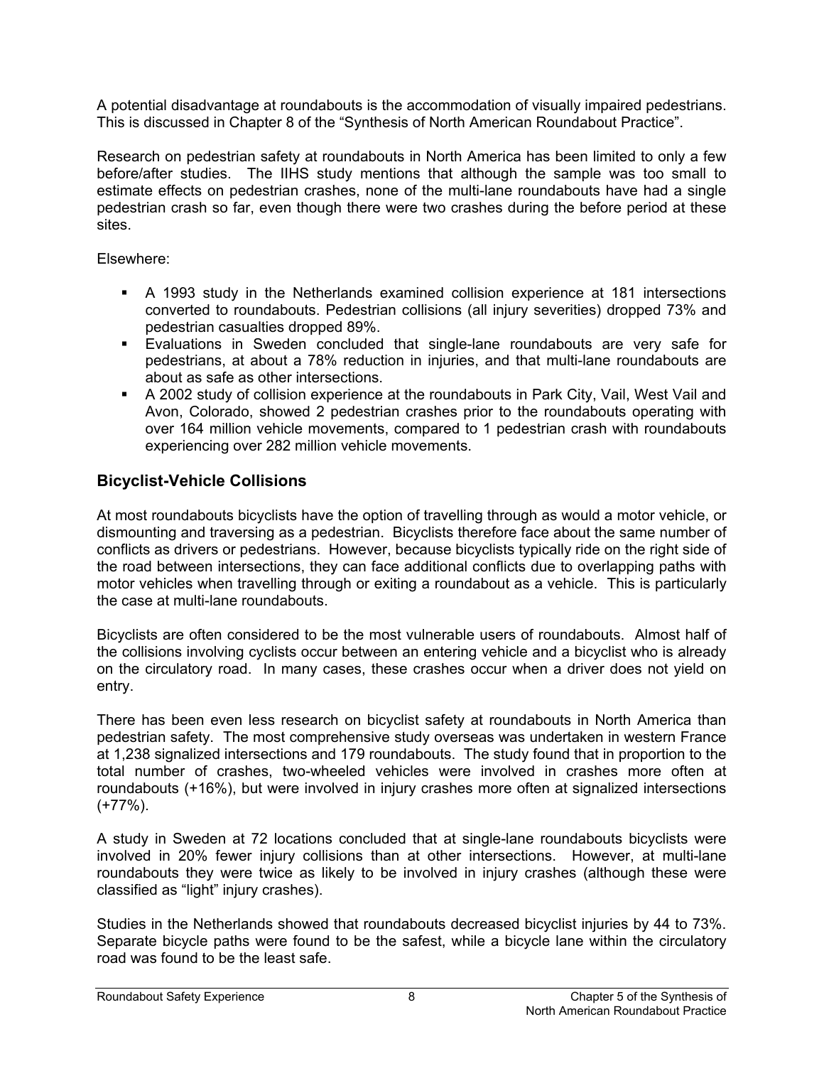A potential disadvantage at roundabouts is the accommodation of visually impaired pedestrians. This is discussed in Chapter 8 of the "Synthesis of North American Roundabout Practice".

Research on pedestrian safety at roundabouts in North America has been limited to only a few before/after studies. The IIHS study mentions that although the sample was too small to estimate effects on pedestrian crashes, none of the multi-lane roundabouts have had a single pedestrian crash so far, even though there were two crashes during the before period at these sites.

Elsewhere:

- A 1993 study in the Netherlands examined collision experience at 181 intersections converted to roundabouts. Pedestrian collisions (all injury severities) dropped 73% and pedestrian casualties dropped 89%.
- Evaluations in Sweden concluded that single-lane roundabouts are very safe for pedestrians, at about a 78% reduction in injuries, and that multi-lane roundabouts are about as safe as other intersections.
- A 2002 study of collision experience at the roundabouts in Park City, Vail, West Vail and Avon, Colorado, showed 2 pedestrian crashes prior to the roundabouts operating with over 164 million vehicle movements, compared to 1 pedestrian crash with roundabouts experiencing over 282 million vehicle movements.

## Bicyclist-Vehicle Collisions

At most roundabouts bicyclists have the option of travelling through as would a motor vehicle, or dismounting and traversing as a pedestrian. Bicyclists therefore face about the same number of conflicts as drivers or pedestrians. However, because bicyclists typically ride on the right side of the road between intersections, they can face additional conflicts due to overlapping paths with motor vehicles when travelling through or exiting a roundabout as a vehicle. This is particularly the case at multi-lane roundabouts.

Bicyclists are often considered to be the most vulnerable users of roundabouts. Almost half of the collisions involving cyclists occur between an entering vehicle and a bicyclist who is already on the circulatory road. In many cases, these crashes occur when a driver does not yield on entry.

There has been even less research on bicyclist safety at roundabouts in North America than pedestrian safety. The most comprehensive study overseas was undertaken in western France at 1,238 signalized intersections and 179 roundabouts. The study found that in proportion to the total number of crashes, two-wheeled vehicles were involved in crashes more often at roundabouts (+16%), but were involved in injury crashes more often at signalized intersections (+77%).

A study in Sweden at 72 locations concluded that at single-lane roundabouts bicyclists were involved in 20% fewer injury collisions than at other intersections. However, at multi-lane roundabouts they were twice as likely to be involved in injury crashes (although these were classified as "light" injury crashes).

Studies in the Netherlands showed that roundabouts decreased bicyclist injuries by 44 to 73%. Separate bicycle paths were found to be the safest, while a bicycle lane within the circulatory road was found to be the least safe.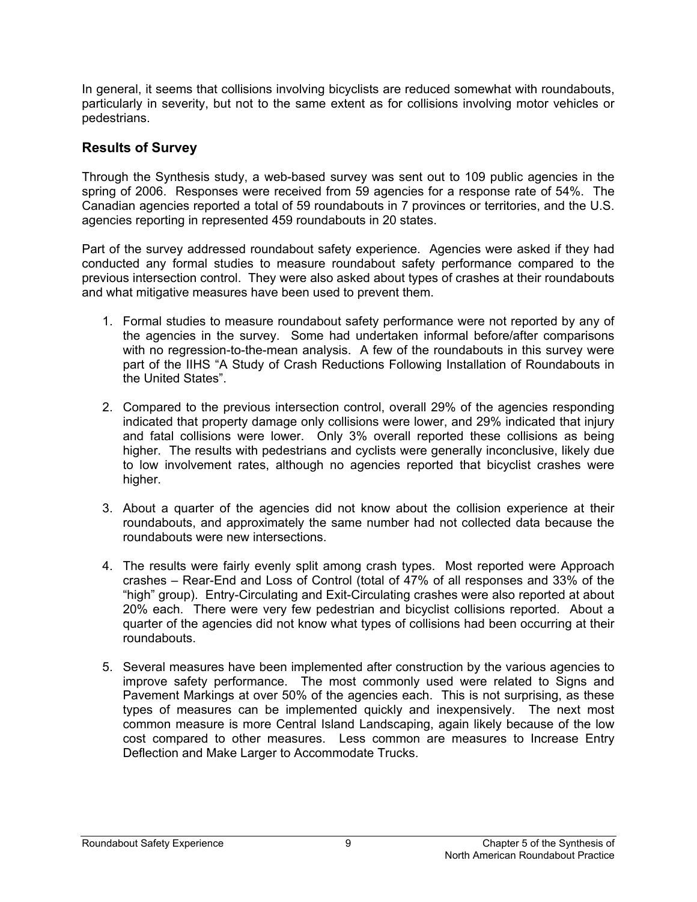In general, it seems that collisions involving bicyclists are reduced somewhat with roundabouts, particularly in severity, but not to the same extent as for collisions involving motor vehicles or pedestrians.

## Results of Survey

Through the Synthesis study, a web-based survey was sent out to 109 public agencies in the spring of 2006. Responses were received from 59 agencies for a response rate of 54%. The Canadian agencies reported a total of 59 roundabouts in 7 provinces or territories, and the U.S. agencies reporting in represented 459 roundabouts in 20 states.

Part of the survey addressed roundabout safety experience. Agencies were asked if they had conducted any formal studies to measure roundabout safety performance compared to the previous intersection control. They were also asked about types of crashes at their roundabouts and what mitigative measures have been used to prevent them.

1. Formal studies to measure roundabout safety performance were not reported by any of the agencies in the survey. Some had undertaken informal before/after comparisons with no regression-to-the-mean analysis. A few of the roundabouts in this survey were part of the IIHS "A Study of Crash Reductions Following Installation of Roundabouts in the United States".

2. Compared to the previous intersection control, overall 29% of the agencies responding indicated that property damage only collisions were lower, and 29% indicated that injury and fatal collisions were lower. Only 3% overall reported these collisions as being higher. The results with pedestrians and cyclists were generally inconclusive, likely due to low involvement rates, although no agencies reported that bicyclist crashes were higher.

3. About a quarter of the agencies did not know about the collision experience at their roundabouts, and approximately the same number had not collected data because the roundabouts were new intersections.

4. The results were fairly evenly split among crash types. Most reported were Approach crashes – Rear-End and Loss of Control (total of 47% of all responses and 33% of the "high" group). Entry-Circulating and Exit-Circulating crashes were also reported at about 20% each. There were very few pedestrian and bicyclist collisions reported. About a quarter of the agencies did not know what types of collisions had been occurring at their roundabouts.

5. Several measures have been implemented after construction by the various agencies to improve safety performance. The most commonly used were related to Signs and Pavement Markings at over 50% of the agencies each. This is not surprising, as these types of measures can be implemented quickly and inexpensively. The next most common measure is more Central Island Landscaping, again likely because of the low cost compared to other measures. Less common are measures to Increase Entry Deflection and Make Larger to Accommodate Trucks.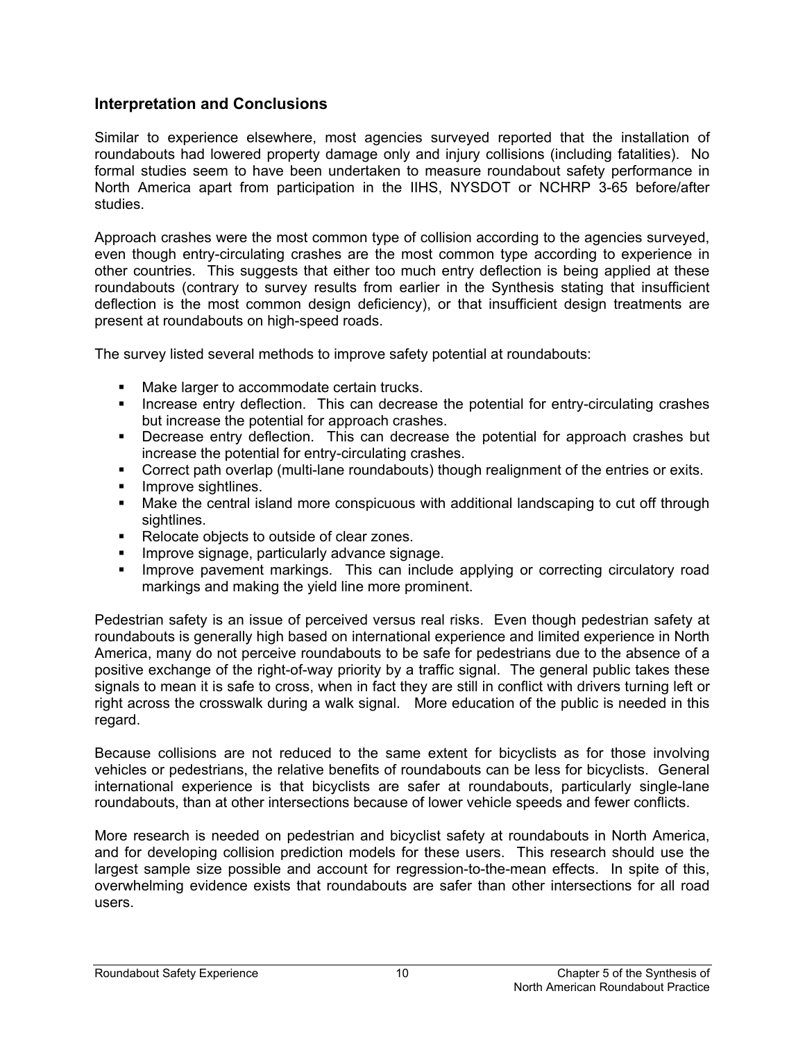## Interpretation and Conclusions

Similar to experience elsewhere, most agencies surveyed reported that the installation of roundabouts had lowered property damage only and injury collisions (including fatalities). No formal studies seem to have been undertaken to measure roundabout safety performance in North America apart from participation in the IIHS, NYSDOT or NCHRP 3-65 before/after studies.

Approach crashes were the most common type of collision according to the agencies surveyed, even though entry-circulating crashes are the most common type according to experience in other countries. This suggests that either too much entry deflection is being applied at these roundabouts (contrary to survey results from earlier in the Synthesis stating that insufficient deflection is the most common design deficiency), or that insufficient design treatments are present at roundabouts on high-speed roads.

The survey listed several methods to improve safety potential at roundabouts:

- Make larger to accommodate certain trucks.
- Increase entry deflection. This can decrease the potential for entry-circulating crashes but increase the potential for approach crashes.
- Decrease entry deflection. This can decrease the potential for approach crashes but increase the potential for entry-circulating crashes.
- Correct path overlap (multi-lane roundabouts) though realignment of the entries or exits.
- Improve sightlines.
- Make the central island more conspicuous with additional landscaping to cut off through sightlines.
- Relocate objects to outside of clear zones.
- Improve signage, particularly advance signage.
- Improve pavement markings. This can include applying or correcting circulatory road markings and making the yield line more prominent.

Pedestrian safety is an issue of perceived versus real risks. Even though pedestrian safety at roundabouts is generally high based on international experience and limited experience in North America, many do not perceive roundabouts to be safe for pedestrians due to the absence of a positive exchange of the right-of-way priority by a traffic signal. The general public takes these signals to mean it is safe to cross, when in fact they are still in conflict with drivers turning left or right across the crosswalk during a walk signal. More education of the public is needed in this regard.

Because collisions are not reduced to the same extent for bicyclists as for those involving vehicles or pedestrians, the relative benefits of roundabouts can be less for bicyclists. General international experience is that bicyclists are safer at roundabouts, particularly single-lane roundabouts, than at other intersections because of lower vehicle speeds and fewer conflicts.

More research is needed on pedestrian and bicyclist safety at roundabouts in North America, and for developing collision prediction models for these users. This research should use the largest sample size possible and account for regression-to-the-mean effects. In spite of this, overwhelming evidence exists that roundabouts are safer than other intersections for all road users.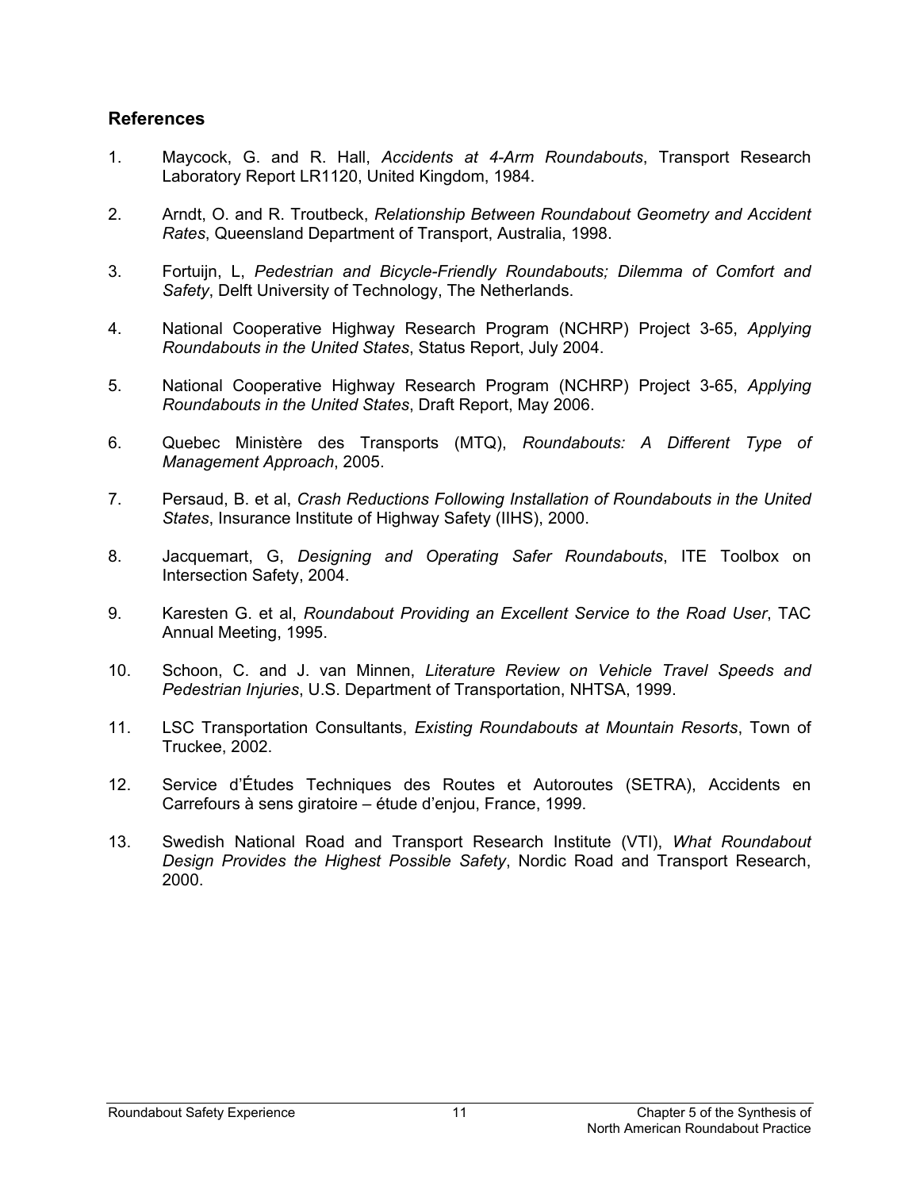## References

1. Maycock, G. and R. Hall, *Accidents at 4-Arm Roundabouts*, Transport Research Laboratory Report LR1120, United Kingdom, 1984.

2. Arndt, O. and R. Troutbeck, *Relationship Between Roundabout Geometry and Accident Rates*, Queensland Department of Transport, Australia, 1998.

3. Fortuijn, L, *Pedestrian and Bicycle-Friendly Roundabouts; Dilemma of Comfort and Safety*, Delft University of Technology, The Netherlands.

4. National Cooperative Highway Research Program (NCHRP) Project 3-65, *Applying Roundabouts in the United States*, Status Report, July 2004.

5. National Cooperative Highway Research Program (NCHRP) Project 3-65, *Applying Roundabouts in the United States*, Draft Report, May 2006.

6. Quebec Ministère des Transports (MTQ), *Roundabouts: A Different Type of Management Approach*, 2005.

7. Persaud, B. et al, *Crash Reductions Following Installation of Roundabouts in the United States*, Insurance Institute of Highway Safety (IIHS), 2000.

8. Jacquemart, G, *Designing and Operating Safer Roundabouts*, ITE Toolbox on Intersection Safety, 2004.

9. Karesten G. et al, *Roundabout Providing an Excellent Service to the Road User*, TAC Annual Meeting, 1995.

10. Schoon, C. and J. van Minnen, *Literature Review on Vehicle Travel Speeds and Pedestrian Injuries*, U.S. Department of Transportation, NHTSA, 1999.

11. LSC Transportation Consultants, *Existing Roundabouts at Mountain Resorts*, Town of Truckee, 2002.

12. Service d'Études Techniques des Routes et Autoroutes (SETRA), Accidents en Carrefours à sens giratoire – étude d'enjou, France, 1999.

13. Swedish National Road and Transport Research Institute (VTI), *What Roundabout Design Provides the Highest Possible Safety*, Nordic Road and Transport Research, 2000.